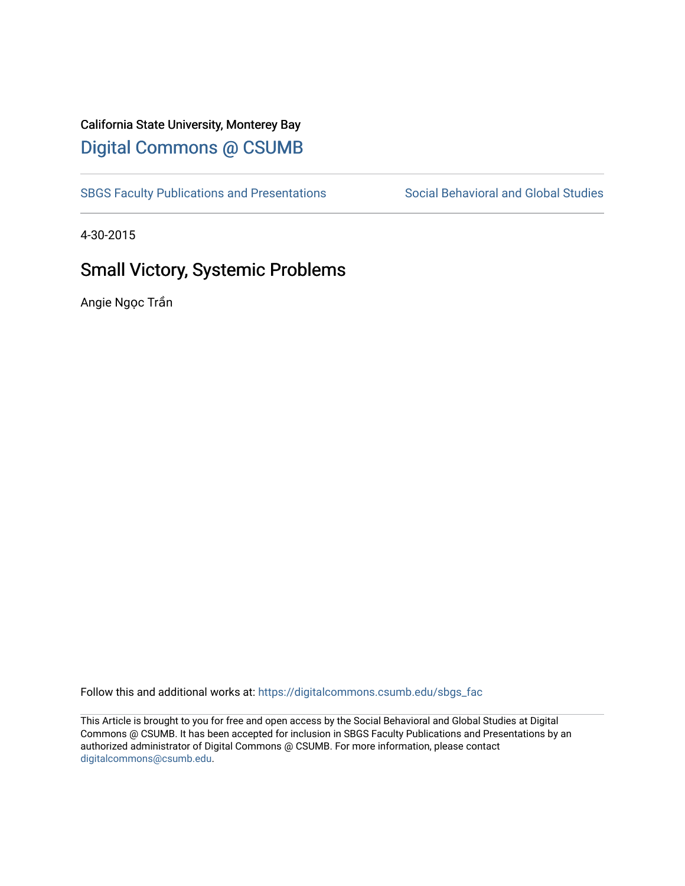California State University, Monterey Bay

# Digital Commons @ CSUMB

SBGS Faculty Publications and Presentations

Social Behavioral and Global Studies

4-30-2015

## Small Victory, Systemic Problems

Angie Ngọc Trần

Follow this and additional works at: https://digitalcommons.csumb.edu/sbgs_fac

This Article is brought to you for free and open access by the Social Behavioral and Global Studies at Digital Commons @ CSUMB. It has been accepted for inclusion in SBGS Faculty Publications and Presentations by an authorized administrator of Digital Commons @ CSUMB. For more information, please contact digitalcommons@csumb.edu.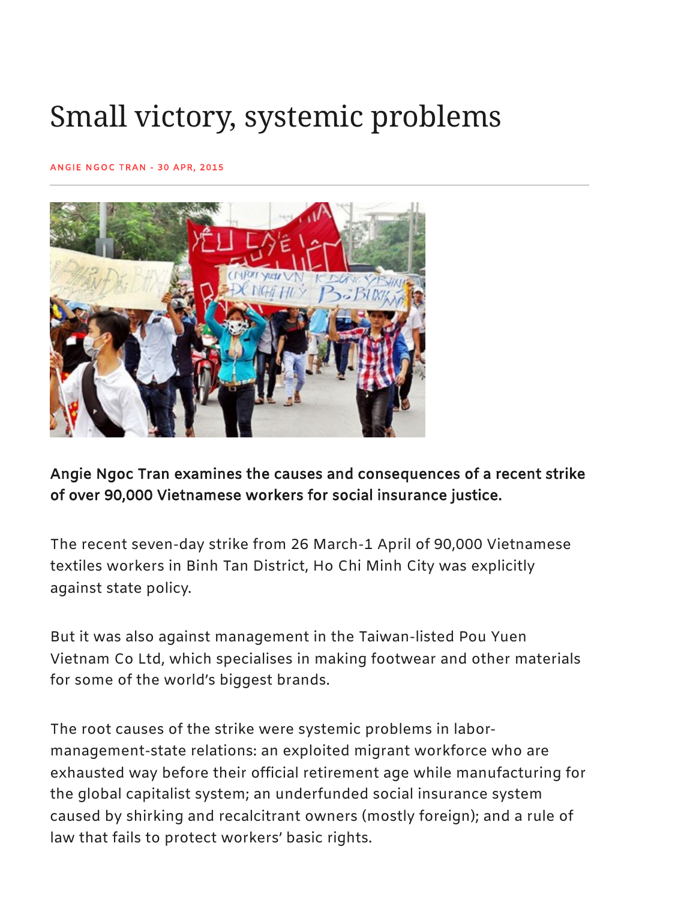# Small victory, systemic problems

ANGIE NGOC TRAN - 30 APR, 2015

**Angie Ngoc Tran examines the causes and consequences of a recent strike of over 90,000 Vietnamese workers for social insurance justice.**

The recent seven-day strike from 26 March-1 April of 90,000 Vietnamese textiles workers in Binh Tan District, Ho Chi Minh City was explicitly against state policy.

But it was also against management in the Taiwan-listed Pou Yuen Vietnam Co Ltd, which specialises in making footwear and other materials for some of the world's biggest brands.

The root causes of the strike were systemic problems in labor-management-state relations: an exploited migrant workforce who are exhausted way before their official retirement age while manufacturing for the global capitalist system; an underfunded social insurance system caused by shirking and recalcitrant owners (mostly foreign); and a rule of law that fails to protect workers' basic rights.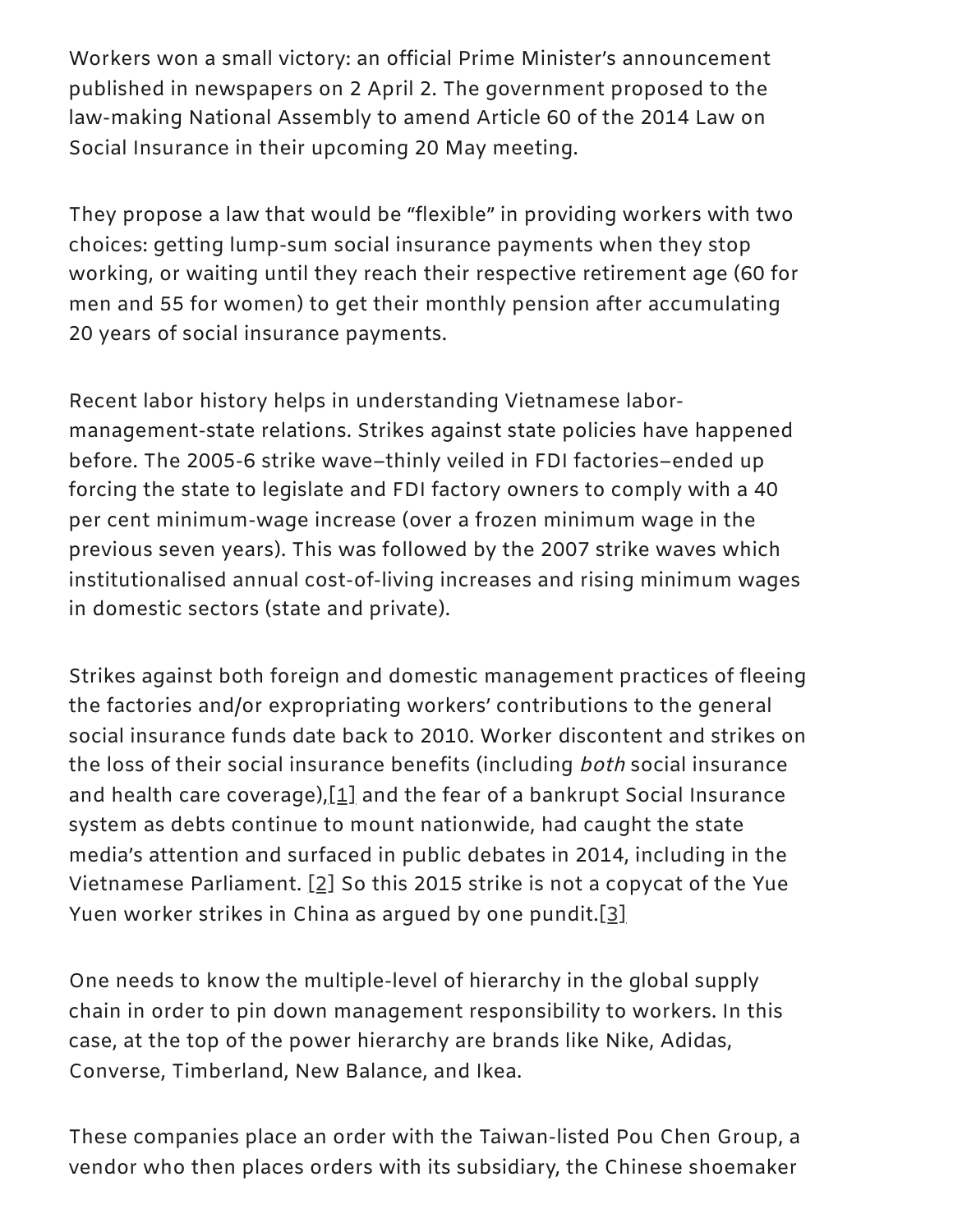Workers won a small victory: an official Prime Minister's announcement published in newspapers on 2 April 2. The government proposed to the law-making National Assembly to amend Article 60 of the 2014 Law on Social Insurance in their upcoming 20 May meeting.

They propose a law that would be "flexible" in providing workers with two choices: getting lump-sum social insurance payments when they stop working, or waiting until they reach their respective retirement age (60 for men and 55 for women) to get their monthly pension after accumulating 20 years of social insurance payments.

Recent labor history helps in understanding Vietnamese labor-management-state relations. Strikes against state policies have happened before. The 2005-6 strike wave–thinly veiled in FDI factories–ended up forcing the state to legislate and FDI factory owners to comply with a 40 per cent minimum-wage increase (over a frozen minimum wage in the previous seven years). This was followed by the 2007 strike waves which institutionalised annual cost-of-living increases and rising minimum wages in domestic sectors (state and private).

Strikes against both foreign and domestic management practices of fleeing the factories and/or expropriating workers' contributions to the general social insurance funds date back to 2010. Worker discontent and strikes on the loss of their social insurance benefits (including *both* social insurance and health care coverage),[1] and the fear of a bankrupt Social Insurance system as debts continue to mount nationwide, had caught the state media's attention and surfaced in public debates in 2014, including in the Vietnamese Parliament. [2] So this 2015 strike is not a copycat of the Yue Yuen worker strikes in China as argued by one pundit.[3]

One needs to know the multiple-level of hierarchy in the global supply chain in order to pin down management responsibility to workers. In this case, at the top of the power hierarchy are brands like Nike, Adidas, Converse, Timberland, New Balance, and Ikea.

These companies place an order with the Taiwan-listed Pou Chen Group, a vendor who then places orders with its subsidiary, the Chinese shoemaker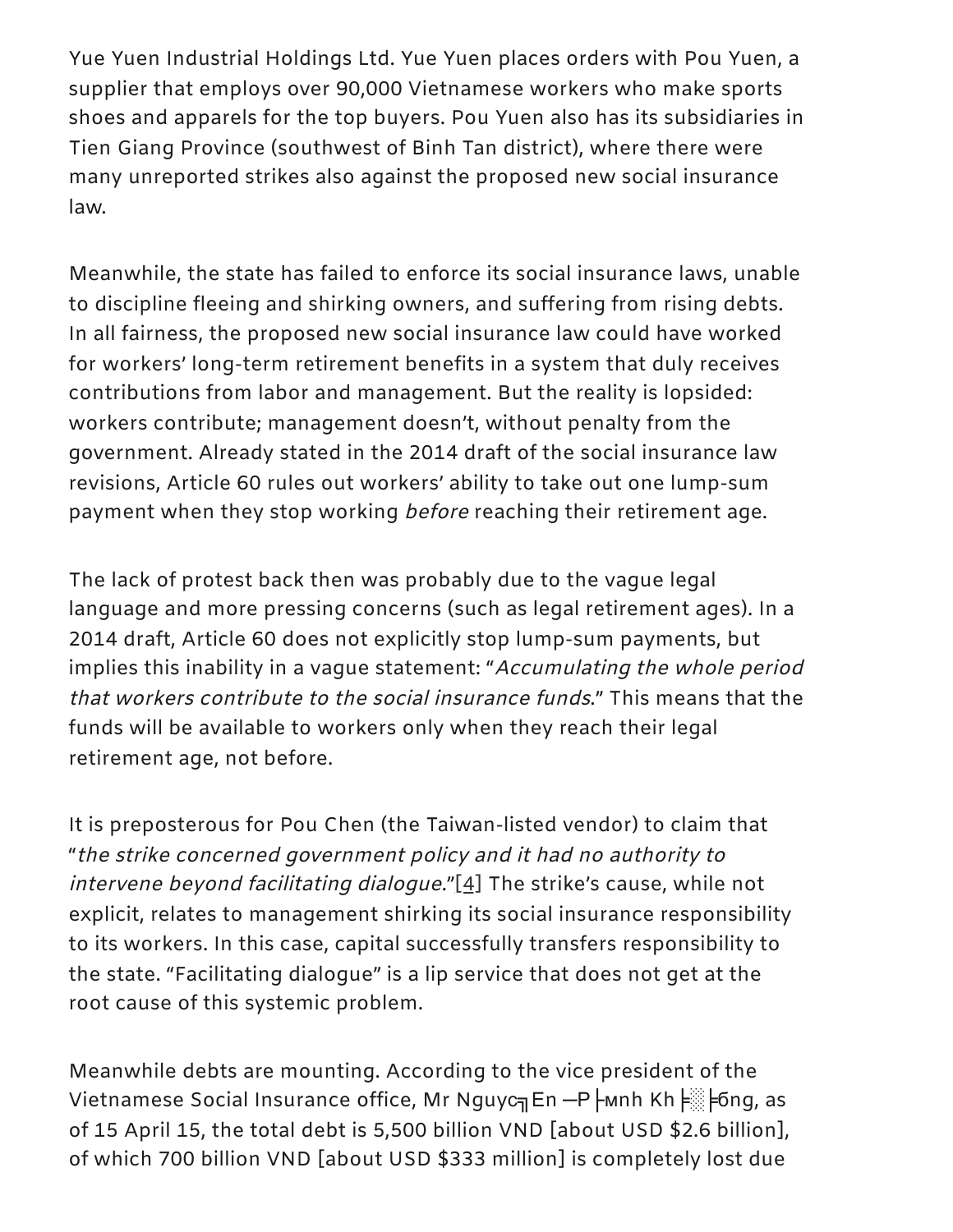Yue Yuen Industrial Holdings Ltd. Yue Yuen places orders with Pou Yuen, a supplier that employs over 90,000 Vietnamese workers who make sports shoes and apparels for the top buyers. Pou Yuen also has its subsidiaries in Tien Giang Province (southwest of Binh Tan district), where there were many unreported strikes also against the proposed new social insurance law.

Meanwhile, the state has failed to enforce its social insurance laws, unable to discipline fleeing and shirking owners, and suffering from rising debts. In all fairness, the proposed new social insurance law could have worked for workers' long-term retirement benefits in a system that duly receives contributions from labor and management. But the reality is lopsided: workers contribute; management doesn't, without penalty from the government. Already stated in the 2014 draft of the social insurance law revisions, Article 60 rules out workers' ability to take out one lump-sum payment when they stop working *before* reaching their retirement age.

The lack of protest back then was probably due to the vague legal language and more pressing concerns (such as legal retirement ages). In a 2014 draft, Article 60 does not explicitly stop lump-sum payments, but implies this inability in a vague statement: "*Accumulating the whole period that workers contribute to the social insurance funds*." This means that the funds will be available to workers only when they reach their legal retirement age, not before.

It is preposterous for Pou Chen (the Taiwan-listed vendor) to claim that "*the strike concerned government policy and it had no authority to intervene beyond facilitating dialogue.*"[4] The strike's cause, while not explicit, relates to management shirking its social insurance responsibility to its workers. In this case, capital successfully transfers responsibility to the state. "Facilitating dialogue" is a lip service that does not get at the root cause of this systemic problem.

Meanwhile debts are mounting. According to the vice president of the Vietnamese Social Insurance office, Mr Nguyc╗En ─P├мnh Kh╞░╞бng, as of 15 April 15, the total debt is 5,500 billion VND [about USD $2.6 billion], of which 700 billion VND [about USD $333 million] is completely lost due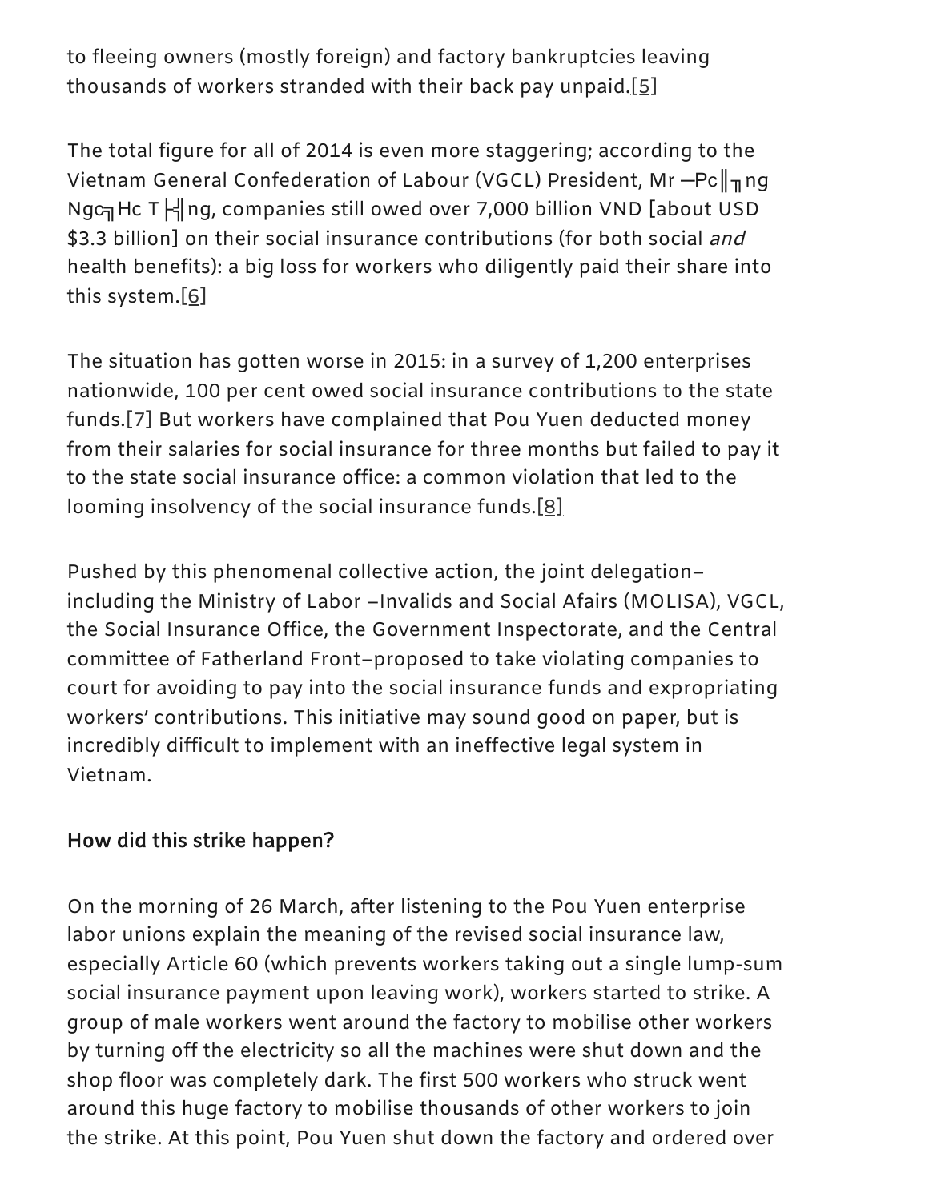to fleeing owners (mostly foreign) and factory bankruptcies leaving thousands of workers stranded with their back pay unpaid.[5]

The total figure for all of 2014 is even more staggering; according to the Vietnam General Confederation of Labour (VGCL) President, Mr ─Pc‖╥ng Ngc╗Hc T╞╣ng, companies still owed over 7,000 billion VND [about USD $3.3 billion] on their social insurance contributions (for both social *and* health benefits): a big loss for workers who diligently paid their share into this system.[6]

The situation has gotten worse in 2015: in a survey of 1,200 enterprises nationwide, 100 per cent owed social insurance contributions to the state funds.[7] But workers have complained that Pou Yuen deducted money from their salaries for social insurance for three months but failed to pay it to the state social insurance office: a common violation that led to the looming insolvency of the social insurance funds.[8]

Pushed by this phenomenal collective action, the joint delegation–including the Ministry of Labor –Invalids and Social Afairs (MOLISA), VGCL, the Social Insurance Office, the Government Inspectorate, and the Central committee of Fatherland Front–proposed to take violating companies to court for avoiding to pay into the social insurance funds and expropriating workers' contributions. This initiative may sound good on paper, but is incredibly difficult to implement with an ineffective legal system in Vietnam.

**How did this strike happen?**

On the morning of 26 March, after listening to the Pou Yuen enterprise labor unions explain the meaning of the revised social insurance law, especially Article 60 (which prevents workers taking out a single lump-sum social insurance payment upon leaving work), workers started to strike. A group of male workers went around the factory to mobilise other workers by turning off the electricity so all the machines were shut down and the shop floor was completely dark. The first 500 workers who struck went around this huge factory to mobilise thousands of other workers to join the strike. At this point, Pou Yuen shut down the factory and ordered over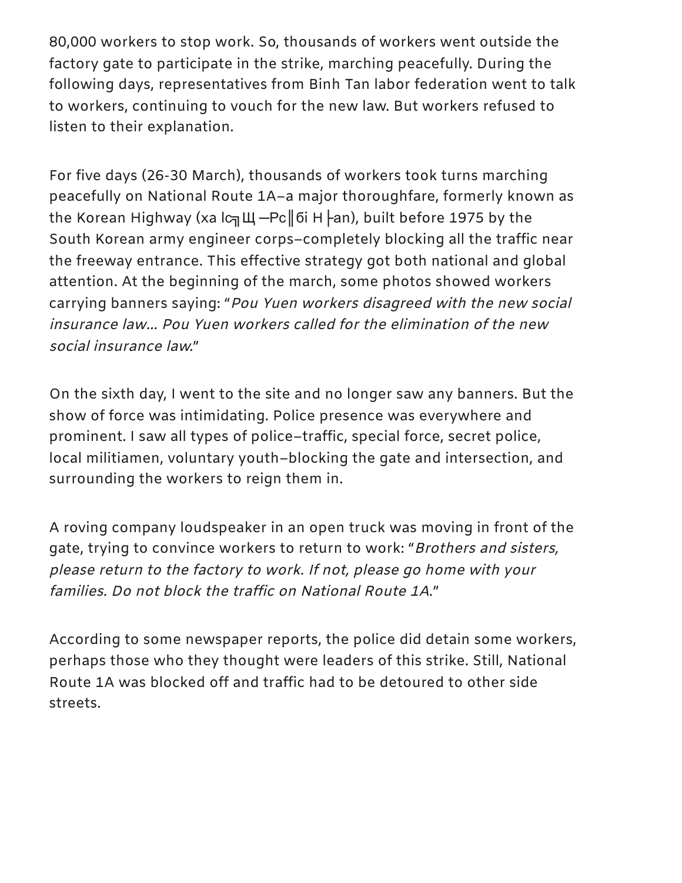80,000 workers to stop work. So, thousands of workers went outside the factory gate to participate in the strike, marching peacefully. During the following days, representatives from Binh Tan labor federation went to talk to workers, continuing to vouch for the new law. But workers refused to listen to their explanation.

For five days (26-30 March), thousands of workers took turns marching peacefully on National Route 1A–a major thoroughfare, formerly known as the Korean Highway (xa lc╗Щ —Рc║бi H├аn), built before 1975 by the South Korean army engineer corps–completely blocking all the traffic near the freeway entrance. This effective strategy got both national and global attention. At the beginning of the march, some photos showed workers carrying banners saying: "*Pou Yuen workers disagreed with the new social insurance law... Pou Yuen workers called for the elimination of the new social insurance law.*"

On the sixth day, I went to the site and no longer saw any banners. But the show of force was intimidating. Police presence was everywhere and prominent. I saw all types of police–traffic, special force, secret police, local militiamen, voluntary youth–blocking the gate and intersection, and surrounding the workers to reign them in.

A roving company loudspeaker in an open truck was moving in front of the gate, trying to convince workers to return to work: "*Brothers and sisters, please return to the factory to work. If not, please go home with your families. Do not block the traffic on National Route 1A.*"

According to some newspaper reports, the police did detain some workers, perhaps those who they thought were leaders of this strike. Still, National Route 1A was blocked off and traffic had to be detoured to other side streets.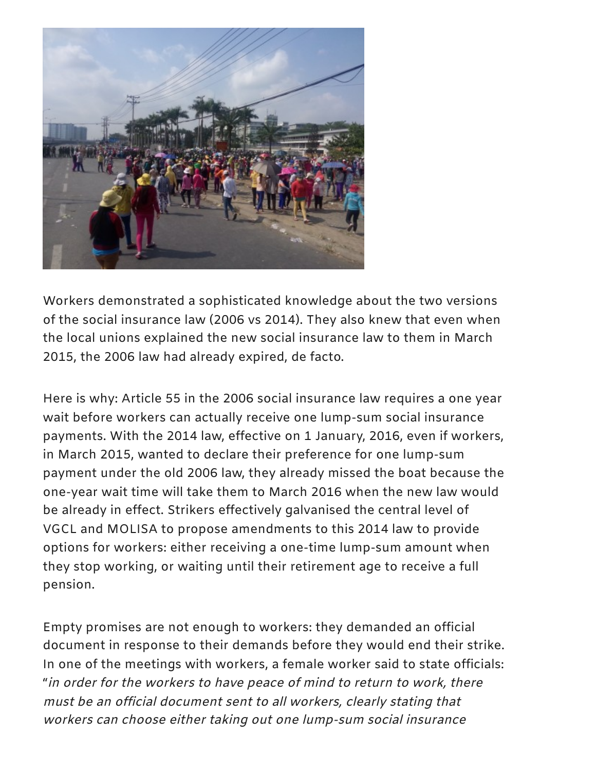Workers demonstrated a sophisticated knowledge about the two versions of the social insurance law (2006 vs 2014). They also knew that even when the local unions explained the new social insurance law to them in March 2015, the 2006 law had already expired, de facto.

Here is why: Article 55 in the 2006 social insurance law requires a one year wait before workers can actually receive one lump-sum social insurance payments. With the 2014 law, effective on 1 January, 2016, even if workers, in March 2015, wanted to declare their preference for one lump-sum payment under the old 2006 law, they already missed the boat because the one-year wait time will take them to March 2016 when the new law would be already in effect. Strikers effectively galvanised the central level of VGCL and MOLISA to propose amendments to this 2014 law to provide options for workers: either receiving a one-time lump-sum amount when they stop working, or waiting until their retirement age to receive a full pension.

Empty promises are not enough to workers: they demanded an official document in response to their demands before they would end their strike. In one of the meetings with workers, a female worker said to state officials: "*in order for the workers to have peace of mind to return to work, there must be an official document sent to all workers, clearly stating that workers can choose either taking out one lump-sum social insurance*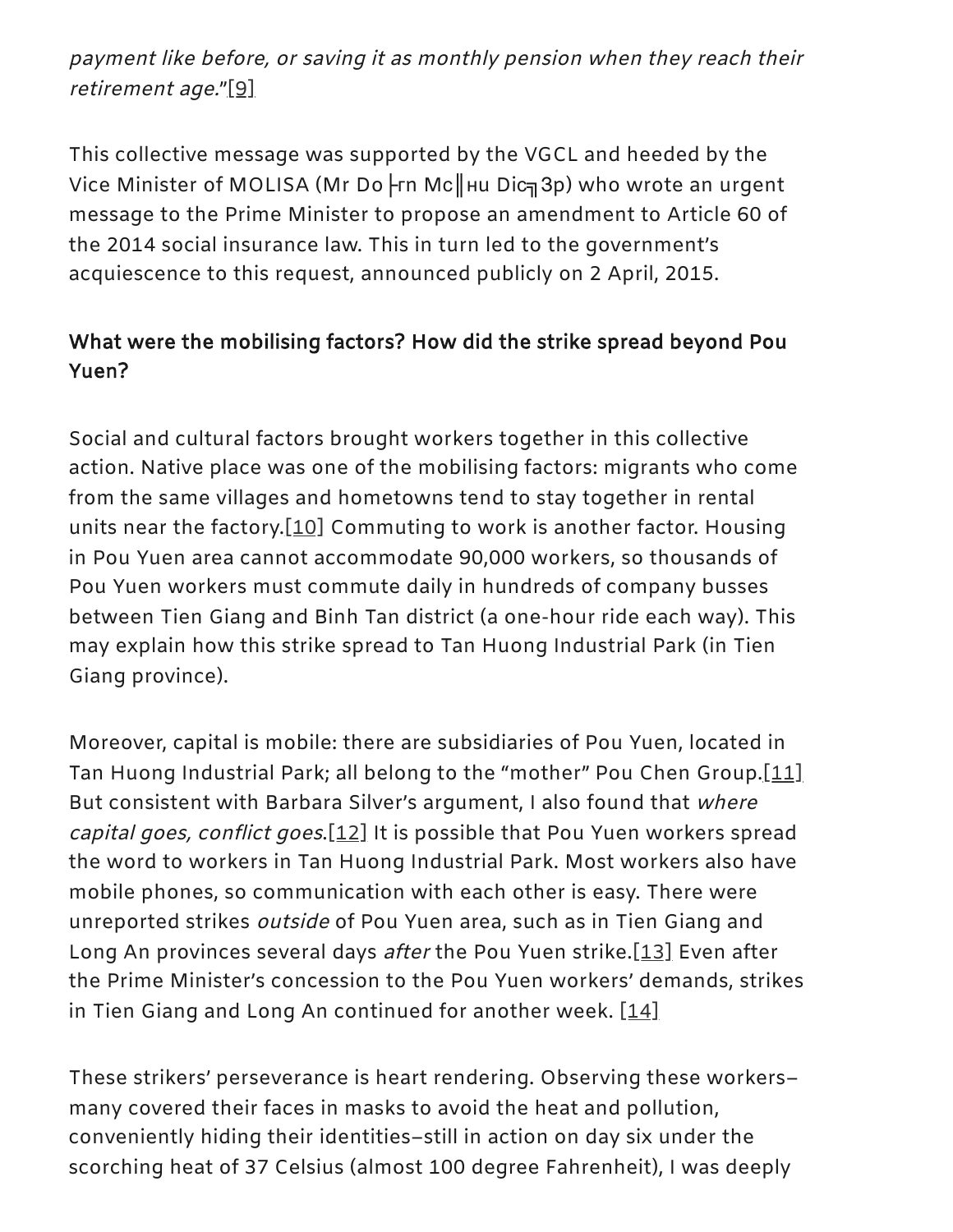*payment like before, or saving it as monthly pension when they reach their retirement age."*[9]

This collective message was supported by the VGCL and heeded by the Vice Minister of MOLISA (Mr Do ├rn Mc║нu Dic╗3p) who wrote an urgent message to the Prime Minister to propose an amendment to Article 60 of the 2014 social insurance law. This in turn led to the government's acquiescence to this request, announced publicly on 2 April, 2015.

### What were the mobilising factors? How did the strike spread beyond Pou Yuen?

Social and cultural factors brought workers together in this collective action. Native place was one of the mobilising factors: migrants who come from the same villages and hometowns tend to stay together in rental units near the factory.[10] Commuting to work is another factor. Housing in Pou Yuen area cannot accommodate 90,000 workers, so thousands of Pou Yuen workers must commute daily in hundreds of company busses between Tien Giang and Binh Tan district (a one-hour ride each way). This may explain how this strike spread to Tan Huong Industrial Park (in Tien Giang province).

Moreover, capital is mobile: there are subsidiaries of Pou Yuen, located in Tan Huong Industrial Park; all belong to the "mother" Pou Chen Group.[11] But consistent with Barbara Silver's argument, I also found that *where capital goes, conflict goes*.[12] It is possible that Pou Yuen workers spread the word to workers in Tan Huong Industrial Park. Most workers also have mobile phones, so communication with each other is easy. There were unreported strikes *outside* of Pou Yuen area, such as in Tien Giang and Long An provinces several days *after* the Pou Yuen strike.[13] Even after the Prime Minister's concession to the Pou Yuen workers' demands, strikes in Tien Giang and Long An continued for another week. [14]

These strikers' perseverance is heart rendering. Observing these workers–many covered their faces in masks to avoid the heat and pollution, conveniently hiding their identities–still in action on day six under the scorching heat of 37 Celsius (almost 100 degree Fahrenheit), I was deeply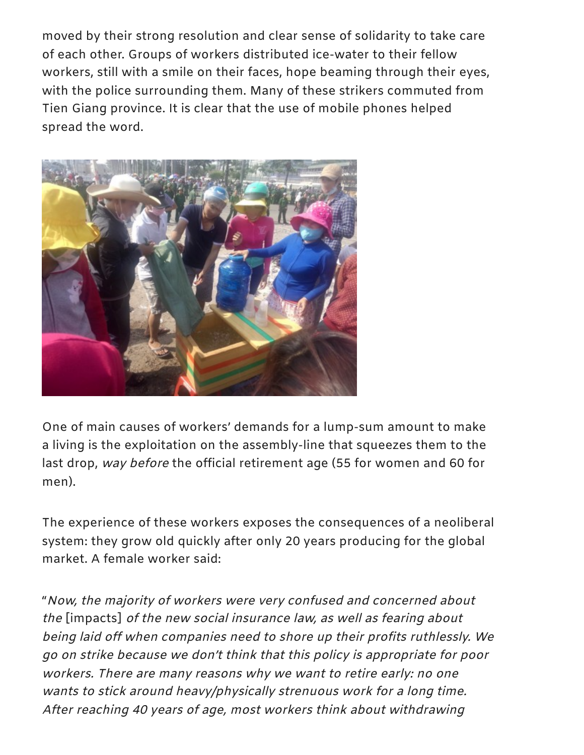moved by their strong resolution and clear sense of solidarity to take care of each other. Groups of workers distributed ice-water to their fellow workers, still with a smile on their faces, hope beaming through their eyes, with the police surrounding them. Many of these strikers commuted from Tien Giang province. It is clear that the use of mobile phones helped spread the word.

One of main causes of workers' demands for a lump-sum amount to make a living is the exploitation on the assembly-line that squeezes them to the last drop, *way before* the official retirement age (55 for women and 60 for men).

The experience of these workers exposes the consequences of a neoliberal system: they grow old quickly after only 20 years producing for the global market. A female worker said:

"*Now, the majority of workers were very confused and concerned about the* [impacts] *of the new social insurance law, as well as fearing about being laid off when companies need to shore up their profits ruthlessly. We go on strike because we don't think that this policy is appropriate for poor workers. There are many reasons why we want to retire early: no one wants to stick around heavy/physically strenuous work for a long time. After reaching 40 years of age, most workers think about withdrawing*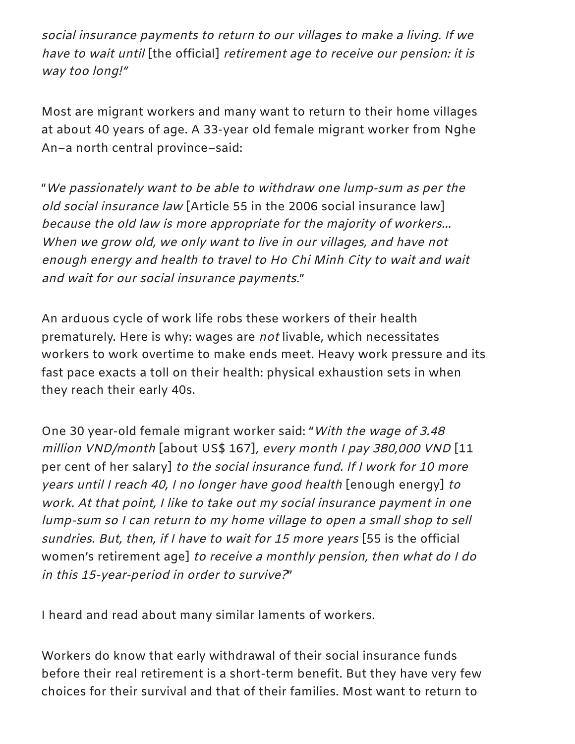*social insurance payments to return to our villages to make a living. If we have to wait until* [the official] *retirement age to receive our pension: it is way too long!"*

Most are migrant workers and many want to return to their home villages at about 40 years of age. A 33-year old female migrant worker from Nghe An–a north central province–said:

"*We passionately want to be able to withdraw one lump-sum as per the old social insurance law* [Article 55 in the 2006 social insurance law] *because the old law is more appropriate for the majority of workers… When we grow old, we only want to live in our villages, and have not enough energy and health to travel to Ho Chi Minh City to wait and wait and wait for our social insurance payments.*"

An arduous cycle of work life robs these workers of their health prematurely. Here is why: wages are *not* livable, which necessitates workers to work overtime to make ends meet. Heavy work pressure and its fast pace exacts a toll on their health: physical exhaustion sets in when they reach their early 40s.

One 30 year-old female migrant worker said: "*With the wage of 3.48 million VND/month* [about US$ 167], *every month I pay 380,000 VND* [11 per cent of her salary] *to the social insurance fund. If I work for 10 more years until I reach 40, I no longer have good health* [enough energy] *to work. At that point, I like to take out my social insurance payment in one lump-sum so I can return to my home village to open a small shop to sell sundries. But, then, if I have to wait for 15 more years* [55 is the official women's retirement age] *to receive a monthly pension, then what do I do in this 15-year-period in order to survive?*"

I heard and read about many similar laments of workers.

Workers do know that early withdrawal of their social insurance funds before their real retirement is a short-term benefit. But they have very few choices for their survival and that of their families. Most want to return to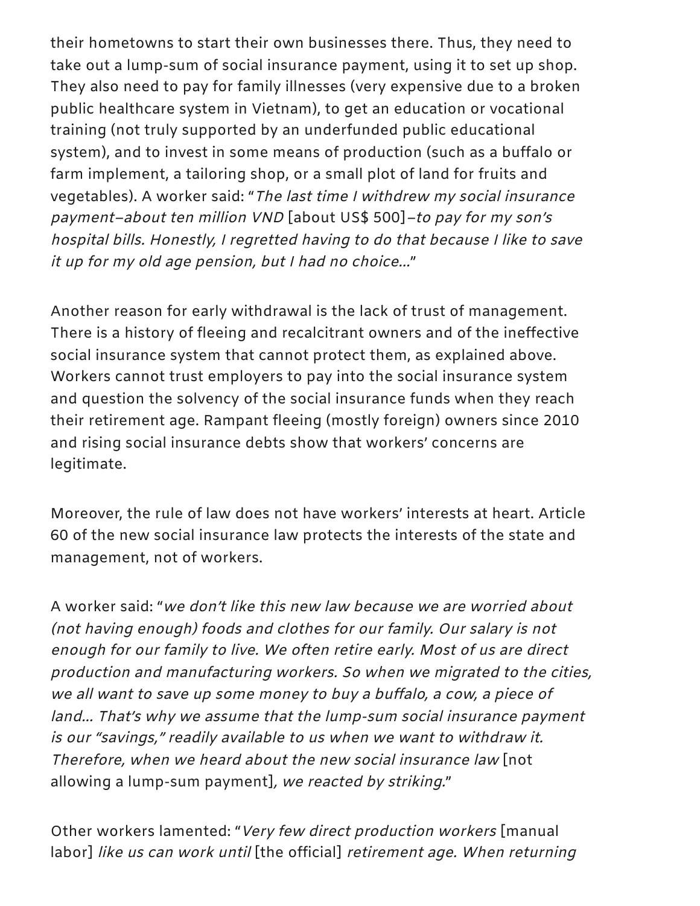their hometowns to start their own businesses there. Thus, they need to take out a lump-sum of social insurance payment, using it to set up shop. They also need to pay for family illnesses (very expensive due to a broken public healthcare system in Vietnam), to get an education or vocational training (not truly supported by an underfunded public educational system), and to invest in some means of production (such as a buffalo or farm implement, a tailoring shop, or a small plot of land for fruits and vegetables). A worker said: "*The last time I withdrew my social insurance payment—about ten million VND* [about US$ 500]*—to pay for my son's hospital bills. Honestly, I regretted having to do that because I like to save it up for my old age pension, but I had no choice...*"

Another reason for early withdrawal is the lack of trust of management. There is a history of fleeing and recalcitrant owners and of the ineffective social insurance system that cannot protect them, as explained above. Workers cannot trust employers to pay into the social insurance system and question the solvency of the social insurance funds when they reach their retirement age. Rampant fleeing (mostly foreign) owners since 2010 and rising social insurance debts show that workers' concerns are legitimate.

Moreover, the rule of law does not have workers' interests at heart. Article 60 of the new social insurance law protects the interests of the state and management, not of workers.

A worker said: "*we don't like this new law because we are worried about (not having enough) foods and clothes for our family. Our salary is not enough for our family to live. We often retire early. Most of us are direct production and manufacturing workers. So when we migrated to the cities, we all want to save up some money to buy a buffalo, a cow, a piece of land... That's why we assume that the lump-sum social insurance payment is our "savings," readily available to us when we want to withdraw it. Therefore, when we heard about the new social insurance law* [not allowing a lump-sum payment]*, we reacted by striking.*"

Other workers lamented: "*Very few direct production workers* [manual labor] *like us can work until* [the official] *retirement age. When returning*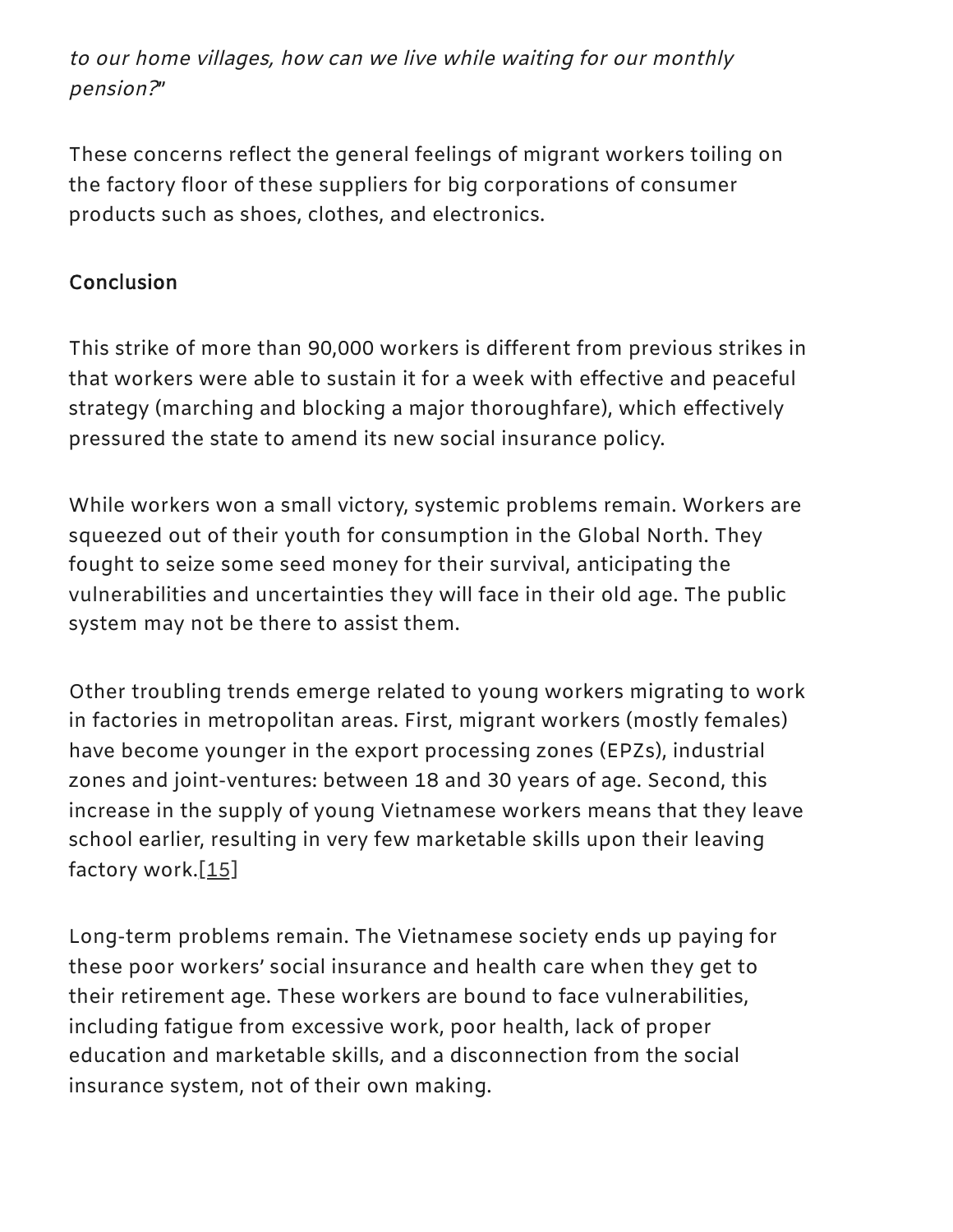*to our home villages, how can we live while waiting for our monthly pension?*"

These concerns reflect the general feelings of migrant workers toiling on the factory floor of these suppliers for big corporations of consumer products such as shoes, clothes, and electronics.

**Conclusion**

This strike of more than 90,000 workers is different from previous strikes in that workers were able to sustain it for a week with effective and peaceful strategy (marching and blocking a major thoroughfare), which effectively pressured the state to amend its new social insurance policy.

While workers won a small victory, systemic problems remain. Workers are squeezed out of their youth for consumption in the Global North. They fought to seize some seed money for their survival, anticipating the vulnerabilities and uncertainties they will face in their old age. The public system may not be there to assist them.

Other troubling trends emerge related to young workers migrating to work in factories in metropolitan areas. First, migrant workers (mostly females) have become younger in the export processing zones (EPZs), industrial zones and joint-ventures: between 18 and 30 years of age. Second, this increase in the supply of young Vietnamese workers means that they leave school earlier, resulting in very few marketable skills upon their leaving factory work.[15]

Long-term problems remain. The Vietnamese society ends up paying for these poor workers' social insurance and health care when they get to their retirement age. These workers are bound to face vulnerabilities, including fatigue from excessive work, poor health, lack of proper education and marketable skills, and a disconnection from the social insurance system, not of their own making.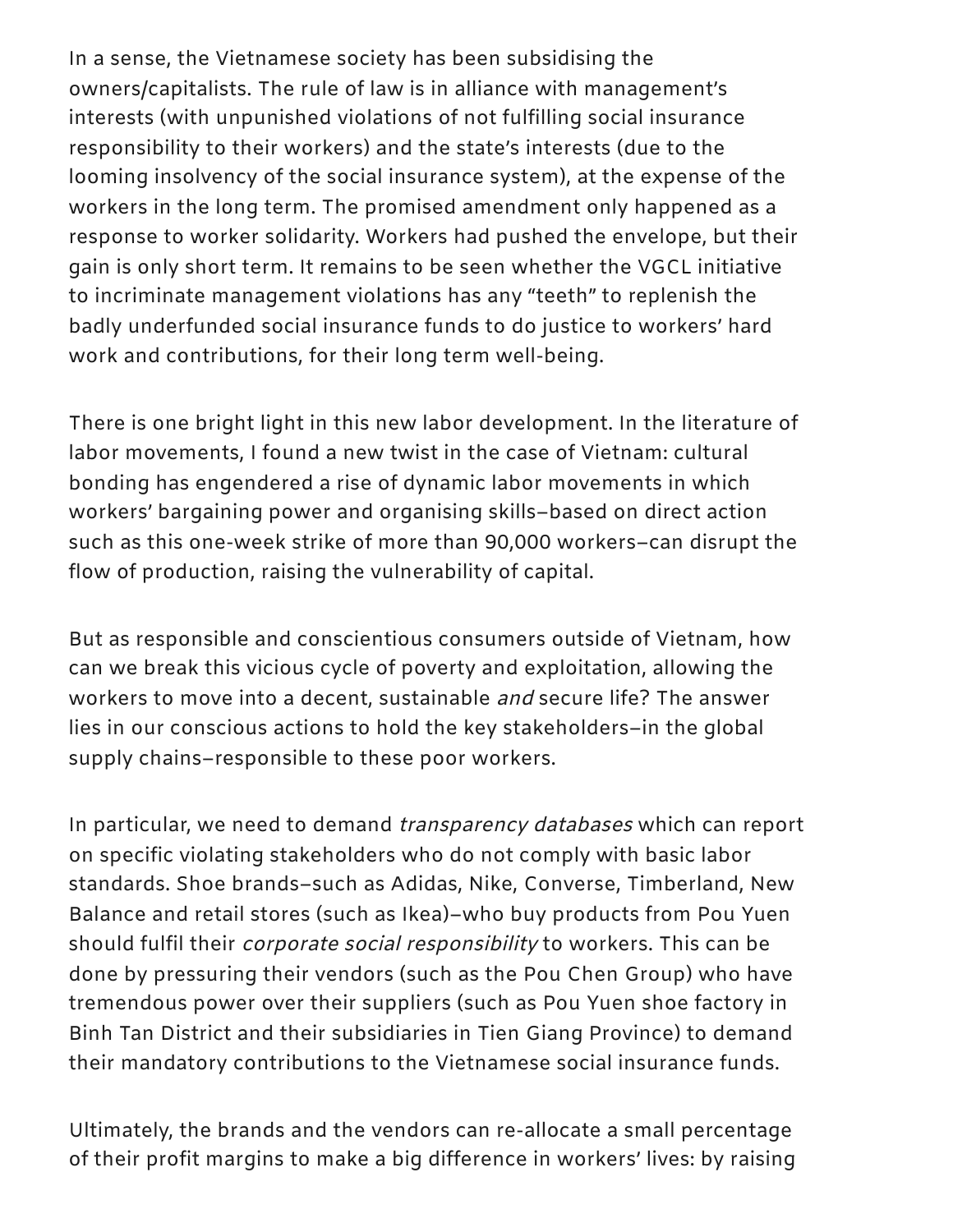In a sense, the Vietnamese society has been subsidising the owners/capitalists. The rule of law is in alliance with management's interests (with unpunished violations of not fulfilling social insurance responsibility to their workers) and the state's interests (due to the looming insolvency of the social insurance system), at the expense of the workers in the long term. The promised amendment only happened as a response to worker solidarity. Workers had pushed the envelope, but their gain is only short term. It remains to be seen whether the VGCL initiative to incriminate management violations has any "teeth" to replenish the badly underfunded social insurance funds to do justice to workers' hard work and contributions, for their long term well-being.

There is one bright light in this new labor development. In the literature of labor movements, I found a new twist in the case of Vietnam: cultural bonding has engendered a rise of dynamic labor movements in which workers' bargaining power and organising skills–based on direct action such as this one-week strike of more than 90,000 workers–can disrupt the flow of production, raising the vulnerability of capital.

But as responsible and conscientious consumers outside of Vietnam, how can we break this vicious cycle of poverty and exploitation, allowing the workers to move into a decent, sustainable *and* secure life? The answer lies in our conscious actions to hold the key stakeholders–in the global supply chains–responsible to these poor workers.

In particular, we need to demand *transparency databases* which can report on specific violating stakeholders who do not comply with basic labor standards. Shoe brands–such as Adidas, Nike, Converse, Timberland, New Balance and retail stores (such as Ikea)–who buy products from Pou Yuen should fulfil their *corporate social responsibility* to workers. This can be done by pressuring their vendors (such as the Pou Chen Group) who have tremendous power over their suppliers (such as Pou Yuen shoe factory in Binh Tan District and their subsidiaries in Tien Giang Province) to demand their mandatory contributions to the Vietnamese social insurance funds.

Ultimately, the brands and the vendors can re-allocate a small percentage of their profit margins to make a big difference in workers' lives: by raising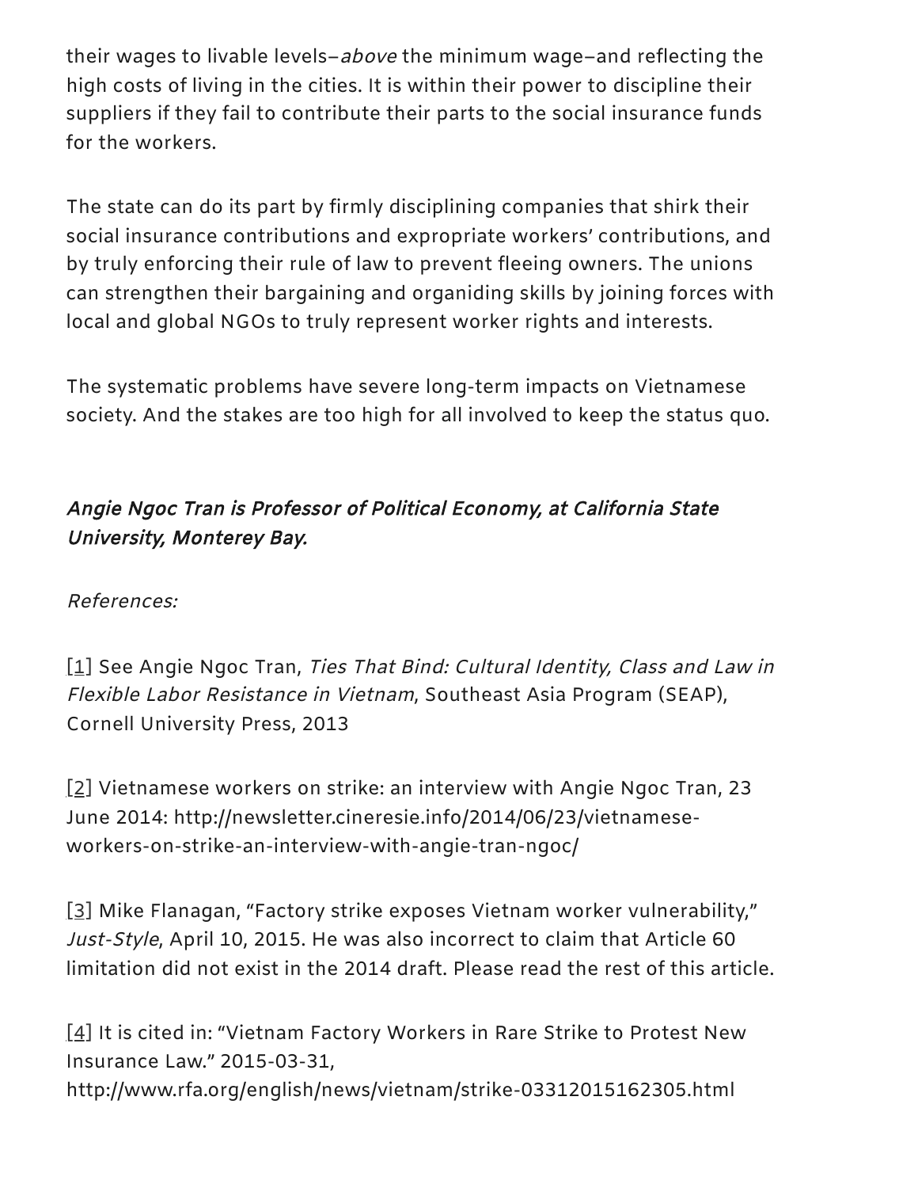their wages to livable levels–*above* the minimum wage–and reflecting the high costs of living in the cities. It is within their power to discipline their suppliers if they fail to contribute their parts to the social insurance funds for the workers.

The state can do its part by firmly disciplining companies that shirk their social insurance contributions and expropriate workers' contributions, and by truly enforcing their rule of law to prevent fleeing owners. The unions can strengthen their bargaining and organiding skills by joining forces with local and global NGOs to truly represent worker rights and interests.

The systematic problems have severe long-term impacts on Vietnamese society. And the stakes are too high for all involved to keep the status quo.

***Angie Ngoc Tran is Professor of Political Economy, at California State University, Monterey Bay.***

*References:*

[1] See Angie Ngoc Tran, *Ties That Bind: Cultural Identity, Class and Law in Flexible Labor Resistance in Vietnam*, Southeast Asia Program (SEAP), Cornell University Press, 2013

[2] Vietnamese workers on strike: an interview with Angie Ngoc Tran, 23 June 2014: http://newsletter.cineresie.info/2014/06/23/vietnamese-workers-on-strike-an-interview-with-angie-tran-ngoc/

[3] Mike Flanagan, "Factory strike exposes Vietnam worker vulnerability," *Just-Style*, April 10, 2015. He was also incorrect to claim that Article 60 limitation did not exist in the 2014 draft. Please read the rest of this article.

[4] It is cited in: "Vietnam Factory Workers in Rare Strike to Protest New Insurance Law." 2015-03-31, http://www.rfa.org/english/news/vietnam/strike-03312015162305.html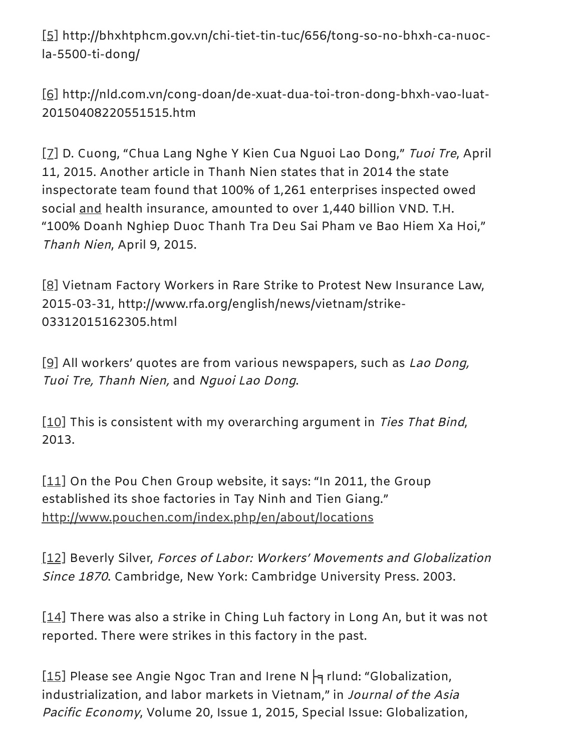[5] http://bhxhtphcm.gov.vn/chi-tiet-tin-tuc/656/tong-so-no-bhxh-ca-nuoc-la-5500-ti-dong/

[6] http://nld.com.vn/cong-doan/de-xuat-dua-toi-tron-dong-bhxh-vao-luat-20150408220551515.htm

[7] D. Cuong, "Chua Lang Nghe Y Kien Cua Nguoi Lao Dong," *Tuoi Tre*, April 11, 2015. Another article in Thanh Nien states that in 2014 the state inspectorate team found that 100% of 1,261 enterprises inspected owed social and health insurance, amounted to over 1,440 billion VND. T.H. "100% Doanh Nghiep Duoc Thanh Tra Deu Sai Pham ve Bao Hiem Xa Hoi," *Thanh Nien*, April 9, 2015.

[8] Vietnam Factory Workers in Rare Strike to Protest New Insurance Law, 2015-03-31, http://www.rfa.org/english/news/vietnam/strike-03312015162305.html

[9] All workers' quotes are from various newspapers, such as *Lao Dong, Tuoi Tre, Thanh Nien,* and *Nguoi Lao Dong*.

[10] This is consistent with my overarching argument in *Ties That Bind*, 2013.

[11] On the Pou Chen Group website, it says: "In 2011, the Group established its shoe factories in Tay Ninh and Tien Giang." http://www.pouchen.com/index.php/en/about/locations

[12] Beverly Silver, *Forces of Labor: Workers' Movements and Globalization Since 1870*. Cambridge, New York: Cambridge University Press. 2003.

[14] There was also a strike in Ching Luh factory in Long An, but it was not reported. There were strikes in this factory in the past.

[15] Please see Angie Ngoc Tran and Irene N ├╕ rlund: "Globalization, industrialization, and labor markets in Vietnam," in *Journal of the Asia Pacific Economy*, Volume 20, Issue 1, 2015, Special Issue: Globalization,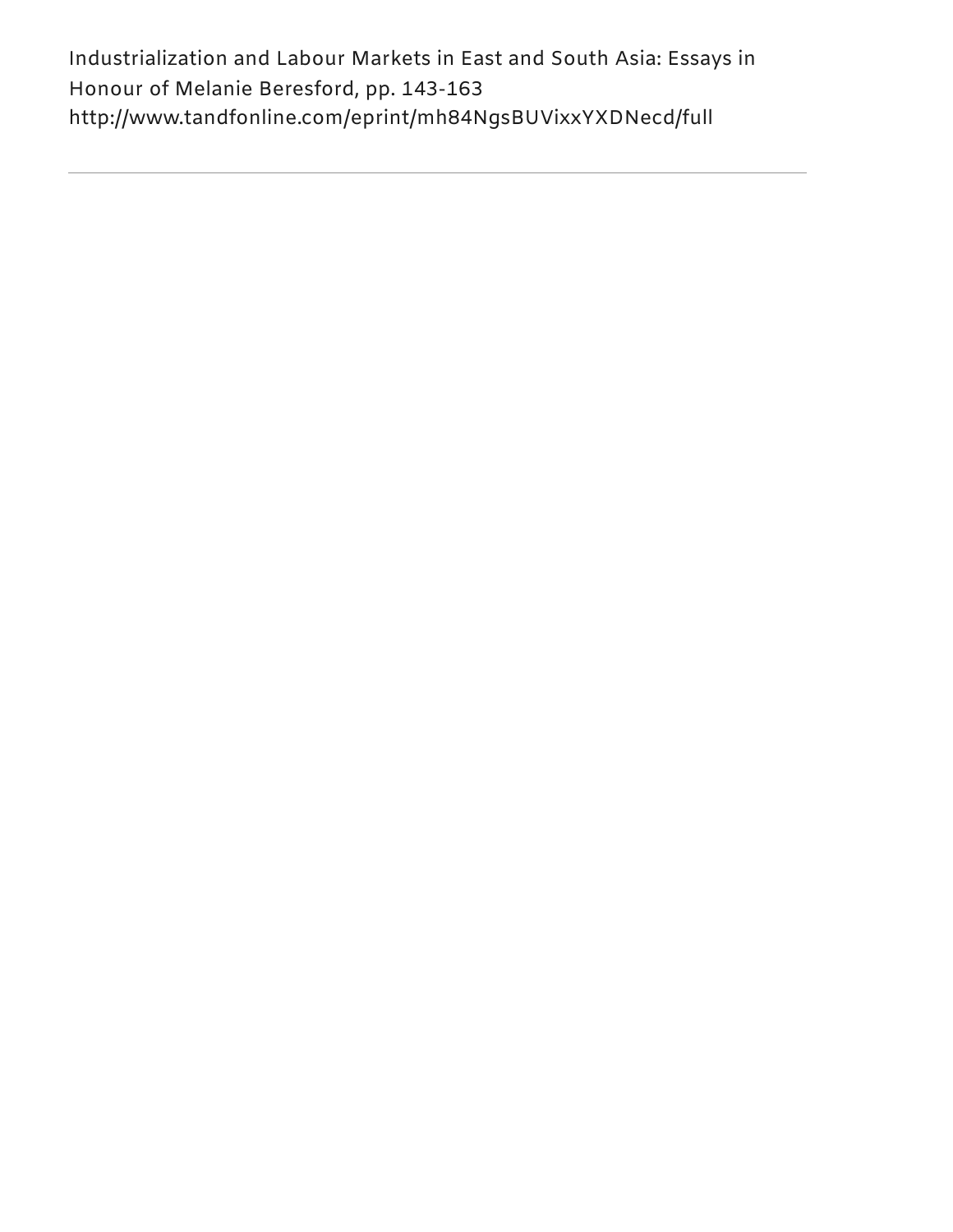Industrialization and Labour Markets in East and South Asia: Essays in Honour of Melanie Beresford, pp. 143-163
http://www.tandfonline.com/eprint/mh84NgsBUVixxYXDNecd/full

---